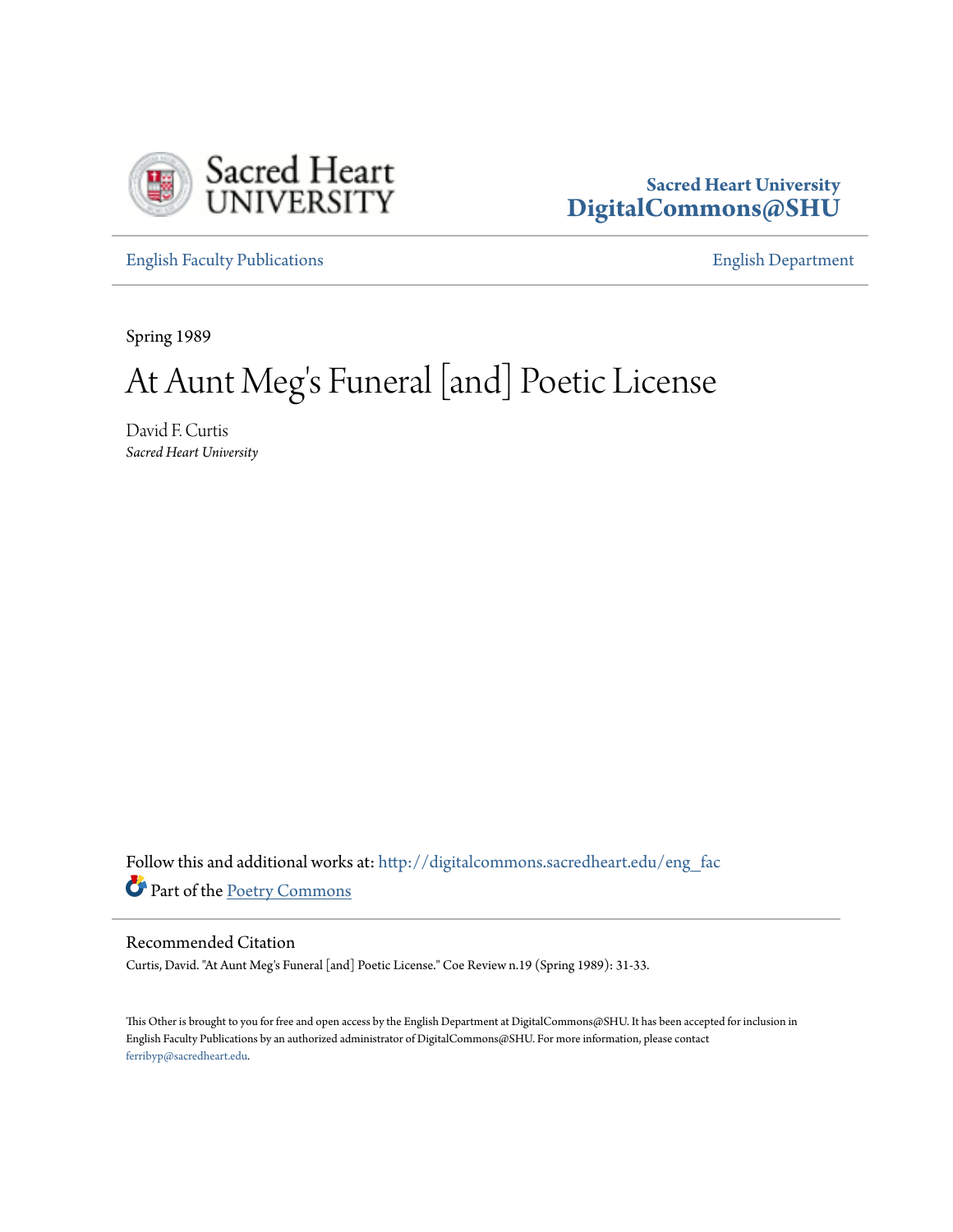Sacred Heart University
DigitalCommons@SHU

English Faculty Publications | English Department

Spring 1989

# At Aunt Meg's Funeral [and] Poetic License

David F. Curtis
*Sacred Heart University*

Follow this and additional works at: http://digitalcommons.sacredheart.edu/eng_fac
Part of the Poetry Commons

## Recommended Citation

Curtis, David. "At Aunt Meg's Funeral [and] Poetic License." Coe Review n.19 (Spring 1989): 31-33.

This Other is brought to you for free and open access by the English Department at DigitalCommons@SHU. It has been accepted for inclusion in English Faculty Publications by an authorized administrator of DigitalCommons@SHU. For more information, please contact ferribyp@sacredheart.edu.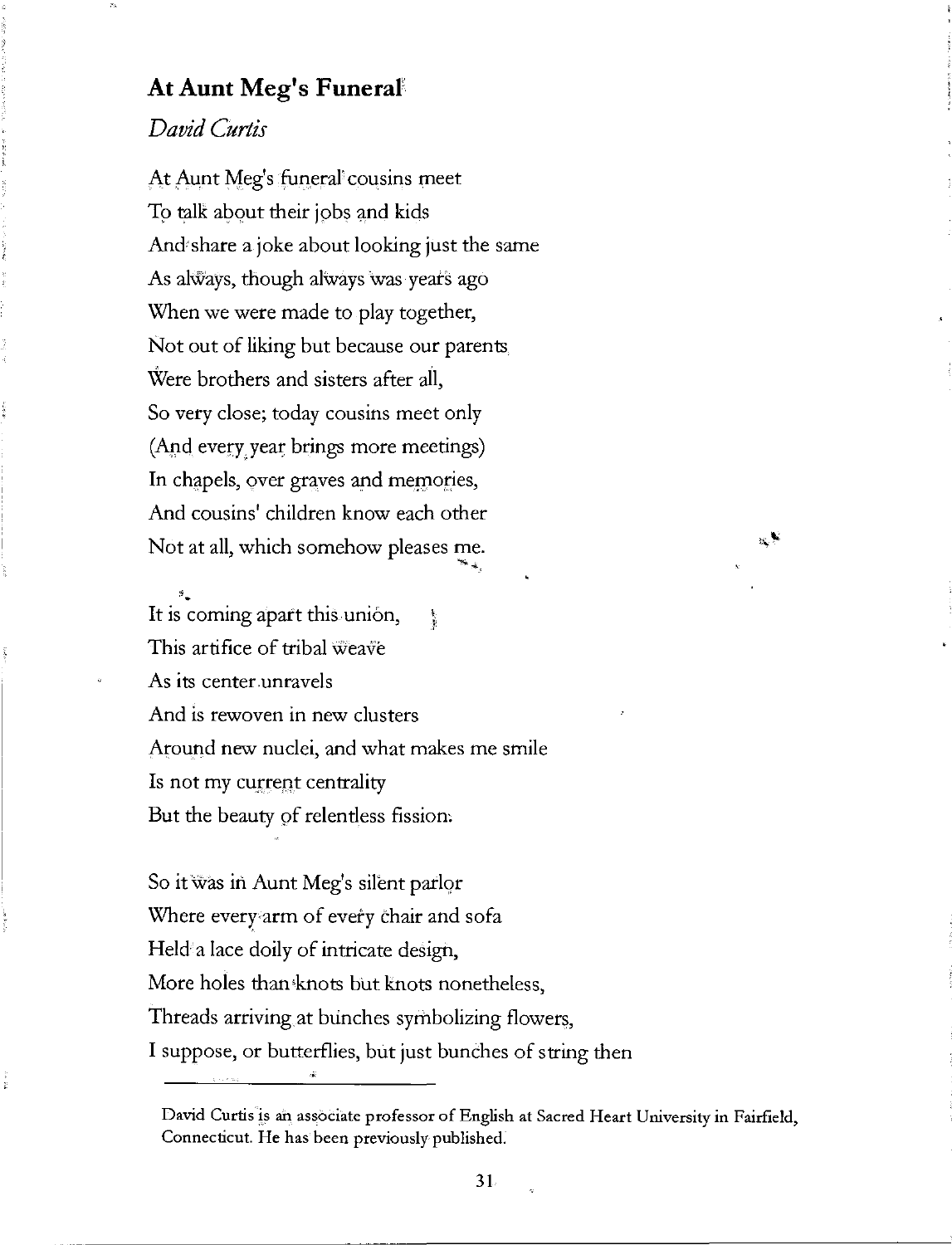## At Aunt Meg's Funeral

*David Curtis*

At Aunt Meg's funeral cousins meet  
To talk about their jobs and kids  
And share a joke about looking just the same  
As always, though always was years ago  
When we were made to play together,  
Not out of liking but because our parents  
Were brothers and sisters after all,  
So very close; today cousins meet only  
(And every year brings more meetings)  
In chapels, over graves and memories,  
And cousins' children know each other  
Not at all, which somehow pleases me.

It is coming apart this union,  
This artifice of tribal weave  
As its center unravels  
And is rewoven in new clusters  
Around new nuclei, and what makes me smile  
Is not my current centrality  
But the beauty of relentless fission.

So it was in Aunt Meg's silent parlor  
Where every arm of every chair and sofa  
Held a lace doily of intricate design,  
More holes than knots but knots nonetheless,  
Threads arriving at bunches symbolizing flowers,  
I suppose, or butterflies, but just bunches of string then

---

David Curtis is an associate professor of English at Sacred Heart University in Fairfield, Connecticut. He has been previously published.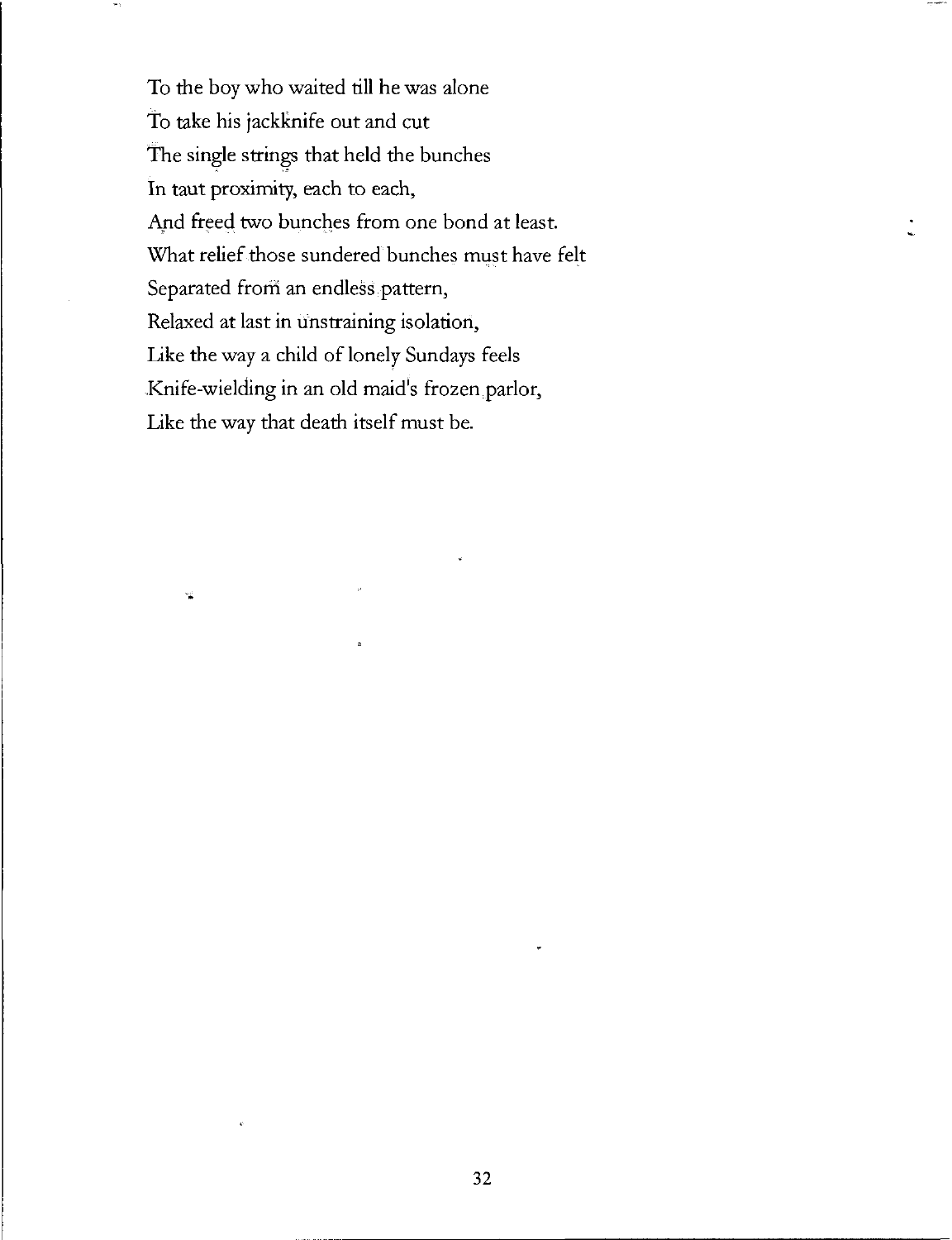To the boy who waited till he was alone  
To take his jackknife out and cut  
The single strings that held the bunches  
In taut proximity, each to each,  
And freed two bunches from one bond at least.  
What relief those sundered bunches must have felt  
Separated from an endless pattern,  
Relaxed at last in unstraining isolation,  
Like the way a child of lonely Sundays feels  
Knife-wielding in an old maid's frozen parlor,  
Like the way that death itself must be.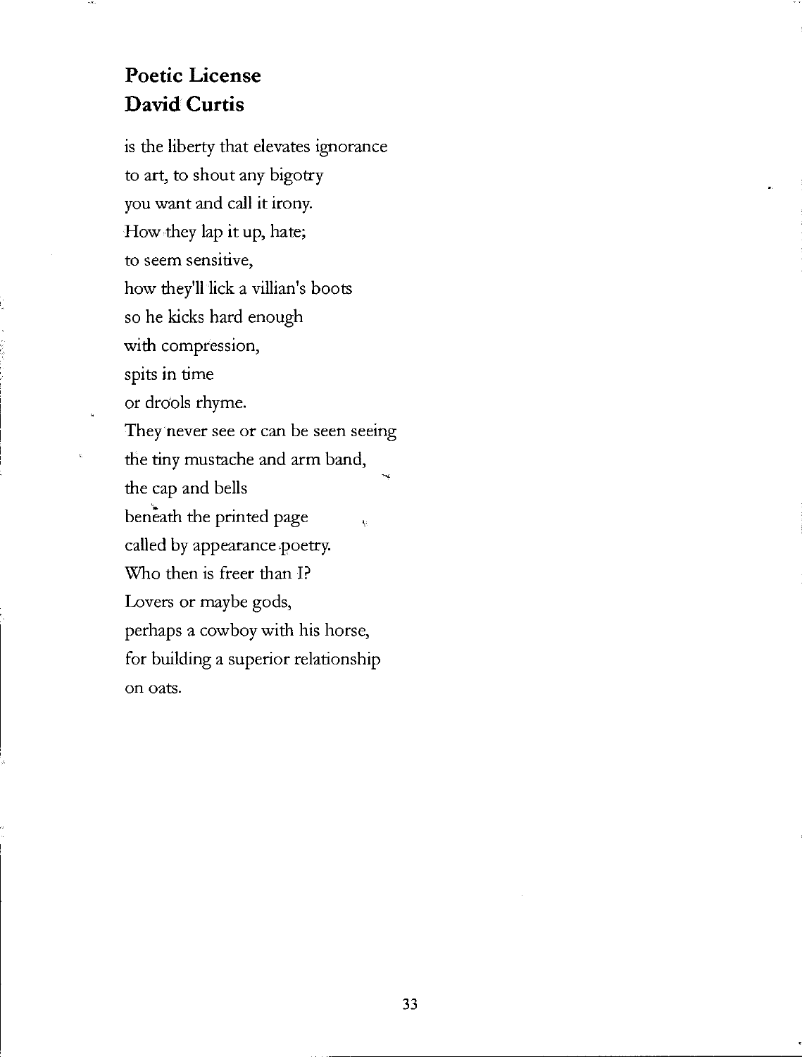## Poetic License
## David Curtis

is the liberty that elevates ignorance
to art, to shout any bigotry
you want and call it irony.
How they lap it up, hate;
to seem sensitive,
how they'll lick a villian's boots
so he kicks hard enough
with compression,
spits in time
or drools rhyme.
They never see or can be seen seeing
the tiny mustache and arm band,
the cap and bells
beneath the printed page
called by appearance poetry.
Who then is freer than I?
Lovers or maybe gods,
perhaps a cowboy with his horse,
for building a superior relationship
on oats.